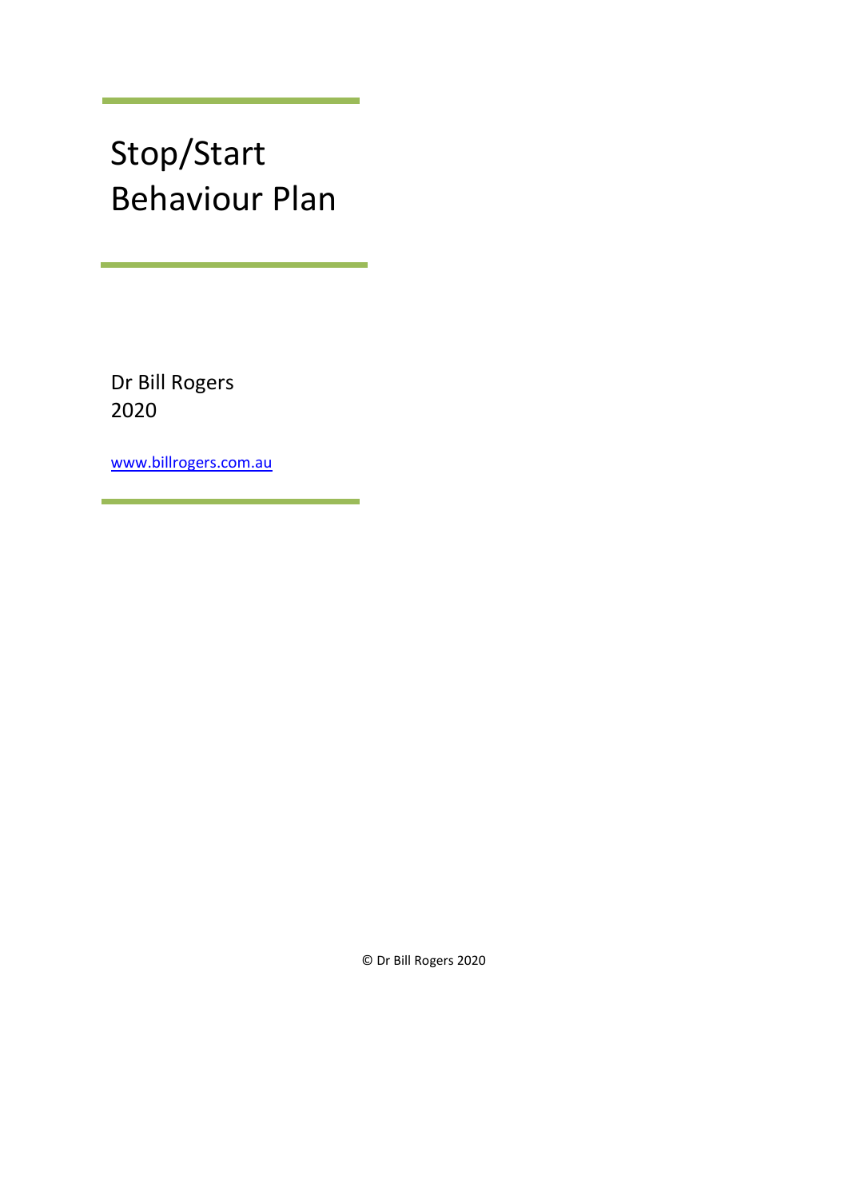# Stop/Start Behaviour Plan

Dr Bill Rogers
2020

[www.billrogers.com.au](http://www.billrogers.com.au)

© Dr Bill Rogers 2020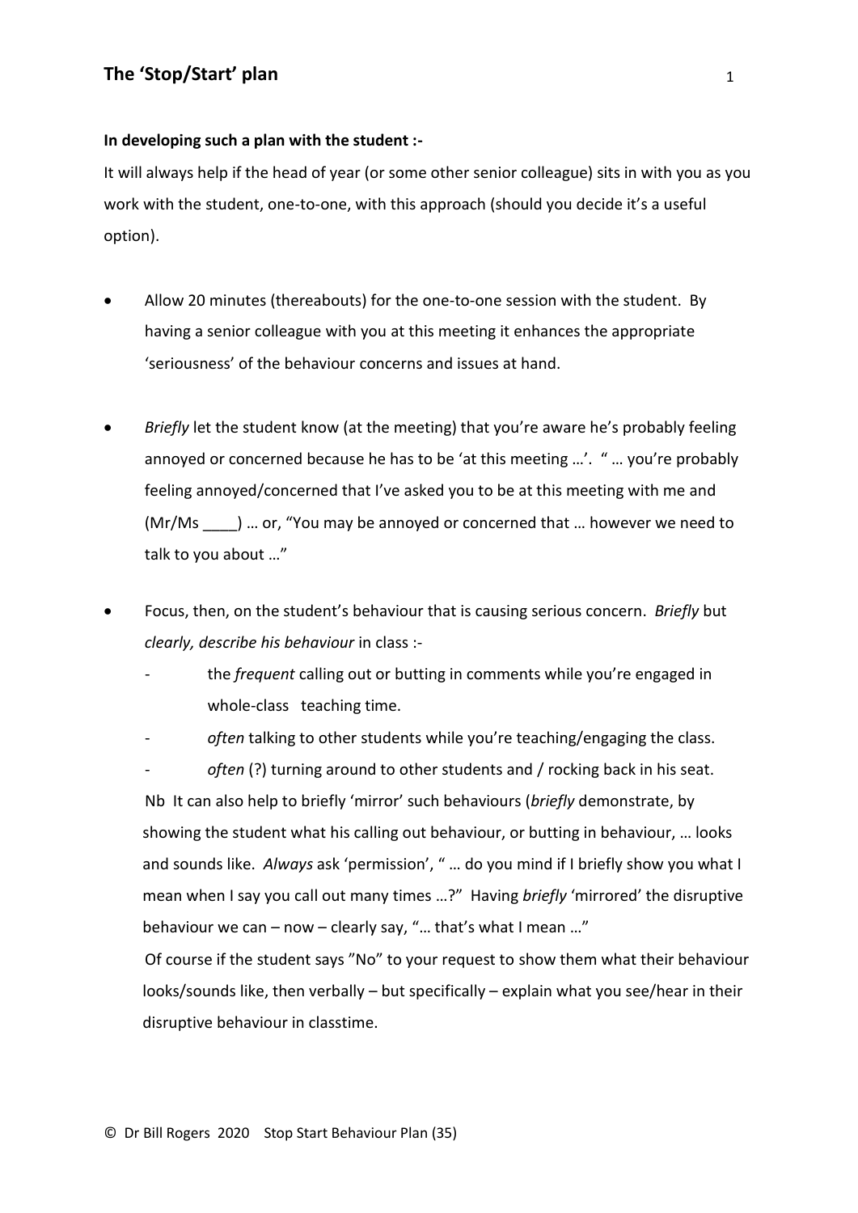## The 'Stop/Start' plan

**In developing such a plan with the student :-**

It will always help if the head of year (or some other senior colleague) sits in with you as you work with the student, one-to-one, with this approach (should you decide it's a useful option).

- Allow 20 minutes (thereabouts) for the one-to-one session with the student. By having a senior colleague with you at this meeting it enhances the appropriate 'seriousness' of the behaviour concerns and issues at hand.

- *Briefly* let the student know (at the meeting) that you're aware he's probably feeling annoyed or concerned because he has to be 'at this meeting …'. " … you're probably feeling annoyed/concerned that I've asked you to be at this meeting with me and (Mr/Ms ____) … or, "You may be annoyed or concerned that … however we need to talk to you about …"

- Focus, then, on the student's behaviour that is causing serious concern. *Briefly* but *clearly, describe his behaviour* in class :-
  - the *frequent* calling out or butting in comments while you're engaged in whole-class teaching time.
  - *often* talking to other students while you're teaching/engaging the class.
  - *often* (?) turning around to other students and / rocking back in his seat.

  Nb It can also help to briefly 'mirror' such behaviours (*briefly* demonstrate, by showing the student what his calling out behaviour, or butting in behaviour, … looks and sounds like. *Always* ask 'permission', " … do you mind if I briefly show you what I mean when I say you call out many times …?" Having *briefly* 'mirrored' the disruptive behaviour we can – now – clearly say, "… that's what I mean …"

  Of course if the student says "No" to your request to show them what their behaviour looks/sounds like, then verbally – but specifically – explain what you see/hear in their disruptive behaviour in classtime.

© Dr Bill Rogers 2020 Stop Start Behaviour Plan (35)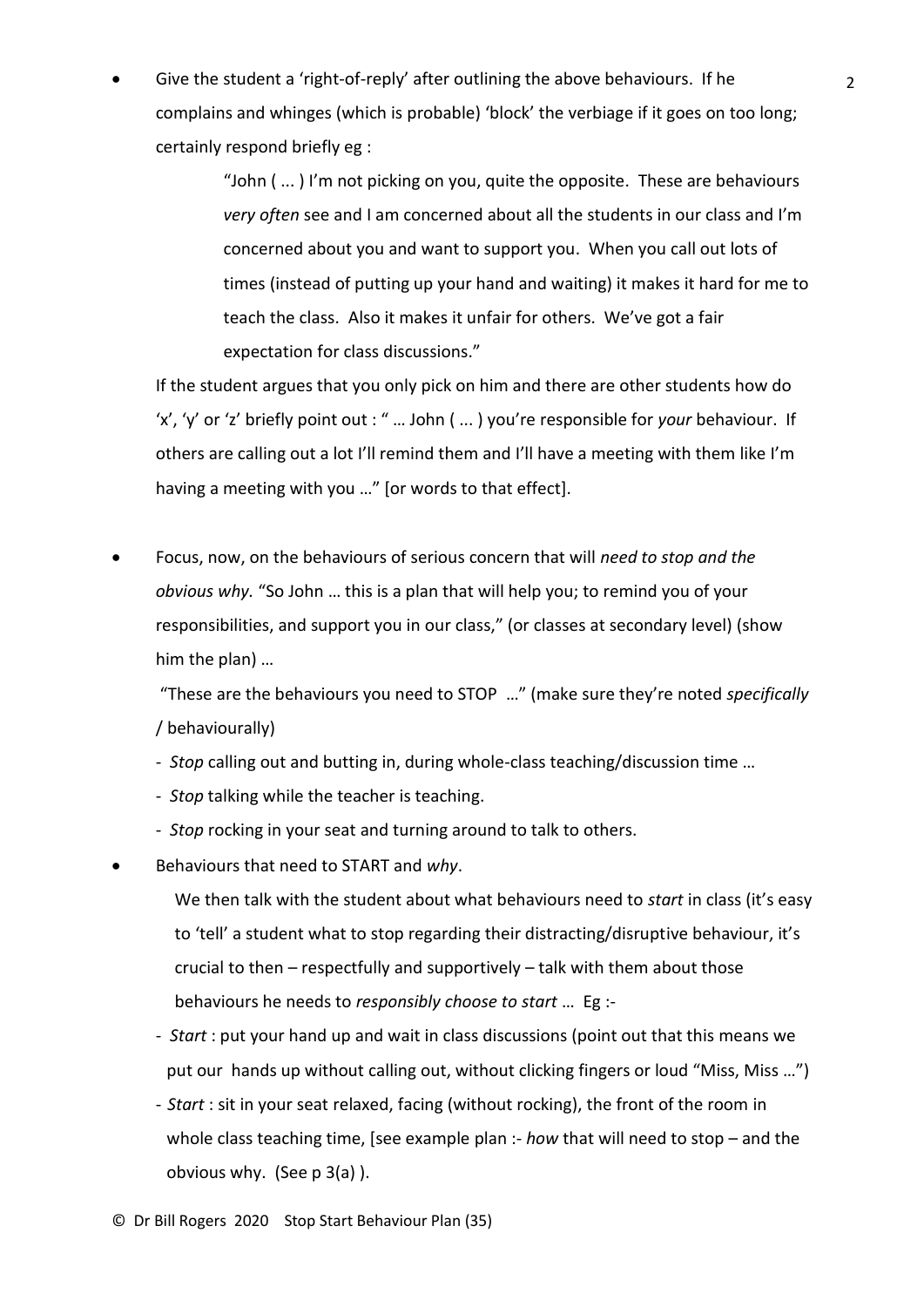- Give the student a 'right-of-reply' after outlining the above behaviours. If he complains and whinges (which is probable) 'block' the verbiage if it goes on too long; certainly respond briefly eg :

  > "John ( ... ) I'm not picking on you, quite the opposite. These are behaviours *very often* see and I am concerned about all the students in our class and I'm concerned about you and want to support you. When you call out lots of times (instead of putting up your hand and waiting) it makes it hard for me to teach the class. Also it makes it unfair for others. We've got a fair expectation for class discussions."

  If the student argues that you only pick on him and there are other students how do 'x', 'y' or 'z' briefly point out : " … John ( ... ) you're responsible for *your* behaviour. If others are calling out a lot I'll remind them and I'll have a meeting with them like I'm having a meeting with you …" [or words to that effect].

- Focus, now, on the behaviours of serious concern that will *need to stop and the obvious why.* "So John … this is a plan that will help you; to remind you of your responsibilities, and support you in our class," (or classes at secondary level) (show him the plan) …

  "These are the behaviours you need to STOP …" (make sure they're noted *specifically* / behaviourally)

  - *Stop* calling out and butting in, during whole-class teaching/discussion time …
  - *Stop* talking while the teacher is teaching.
  - *Stop* rocking in your seat and turning around to talk to others.

- Behaviours that need to START and *why*.

  We then talk with the student about what behaviours need to *start* in class (it's easy to 'tell' a student what to stop regarding their distracting/disruptive behaviour, it's crucial to then – respectfully and supportively – talk with them about those behaviours he needs to *responsibly choose to start* … Eg :-

  - *Start* : put your hand up and wait in class discussions (point out that this means we put our hands up without calling out, without clicking fingers or loud "Miss, Miss …")
  - *Start* : sit in your seat relaxed, facing (without rocking), the front of the room in whole class teaching time, [see example plan :- *how* that will need to stop – and the obvious why. (See p 3(a) ).

© Dr Bill Rogers 2020 Stop Start Behaviour Plan (35)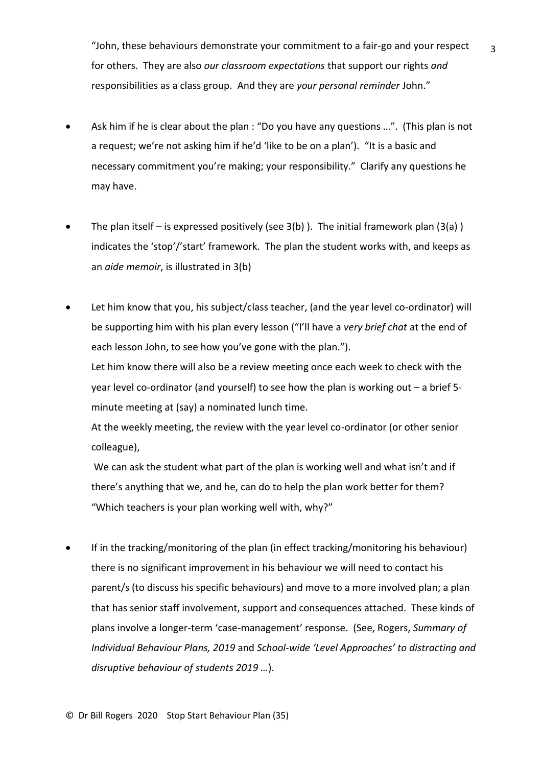"John, these behaviours demonstrate your commitment to a fair-go and your respect for others. They are also *our classroom expectations* that support our rights *and* responsibilities as a class group. And they are *your personal reminder* John."

- Ask him if he is clear about the plan : "Do you have any questions …". (This plan is not a request; we're not asking him if he'd 'like to be on a plan'). "It is a basic and necessary commitment you're making; your responsibility." Clarify any questions he may have.

- The plan itself – is expressed positively (see 3(b) ). The initial framework plan (3(a) ) indicates the 'stop'/'start' framework. The plan the student works with, and keeps as an *aide memoir*, is illustrated in 3(b)

- Let him know that you, his subject/class teacher, (and the year level co-ordinator) will be supporting him with his plan every lesson ("I'll have a *very brief chat* at the end of each lesson John, to see how you've gone with the plan.").

  Let him know there will also be a review meeting once each week to check with the year level co-ordinator (and yourself) to see how the plan is working out – a brief 5-minute meeting at (say) a nominated lunch time.

  At the weekly meeting, the review with the year level co-ordinator (or other senior colleague),

  We can ask the student what part of the plan is working well and what isn't and if there's anything that we, and he, can do to help the plan work better for them? "Which teachers is your plan working well with, why?"

- If in the tracking/monitoring of the plan (in effect tracking/monitoring his behaviour) there is no significant improvement in his behaviour we will need to contact his parent/s (to discuss his specific behaviours) and move to a more involved plan; a plan that has senior staff involvement, support and consequences attached. These kinds of plans involve a longer-term 'case-management' response. (See, Rogers, *Summary of Individual Behaviour Plans, 2019* and *School-wide 'Level Approaches' to distracting and disruptive behaviour of students 2019 …*).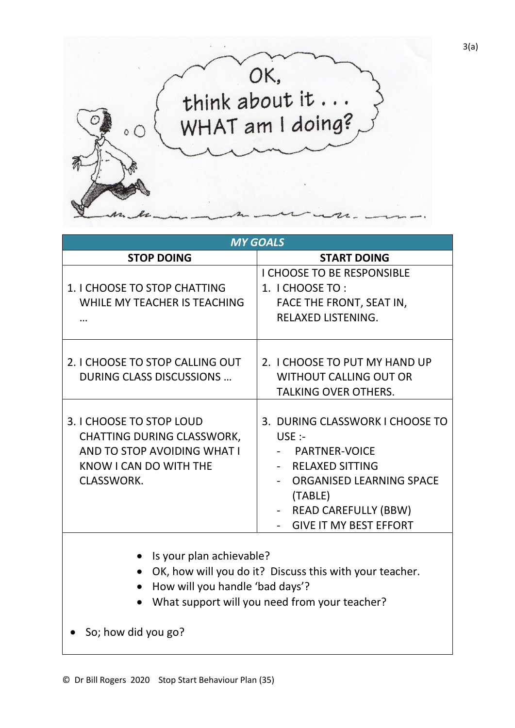OK, think about it . . . WHAT am I doing?

| *MY GOALS* | |
|---|---|
| **STOP DOING** | **START DOING** |
| 1. I CHOOSE TO STOP CHATTING WHILE MY TEACHER IS TEACHING … | I CHOOSE TO BE RESPONSIBLE<br>1. I CHOOSE TO :<br>FACE THE FRONT, SEAT IN, RELAXED LISTENING. |
| 2. I CHOOSE TO STOP CALLING OUT DURING CLASS DISCUSSIONS … | 2. I CHOOSE TO PUT MY HAND UP WITHOUT CALLING OUT OR TALKING OVER OTHERS. |
| 3. I CHOOSE TO STOP LOUD CHATTING DURING CLASSWORK, AND TO STOP AVOIDING WHAT I KNOW I CAN DO WITH THE CLASSWORK. | 3. DURING CLASSWORK I CHOOSE TO USE :-<br>- PARTNER-VOICE<br>- RELAXED SITTING<br>- ORGANISED LEARNING SPACE (TABLE)<br>- READ CAREFULLY (BBW)<br>- GIVE IT MY BEST EFFORT |

- Is your plan achievable?
- OK, how will you do it? Discuss this with your teacher.
- How will you handle 'bad days'?
- What support will you need from your teacher?

- So; how did you go?

© Dr Bill Rogers 2020 Stop Start Behaviour Plan (35)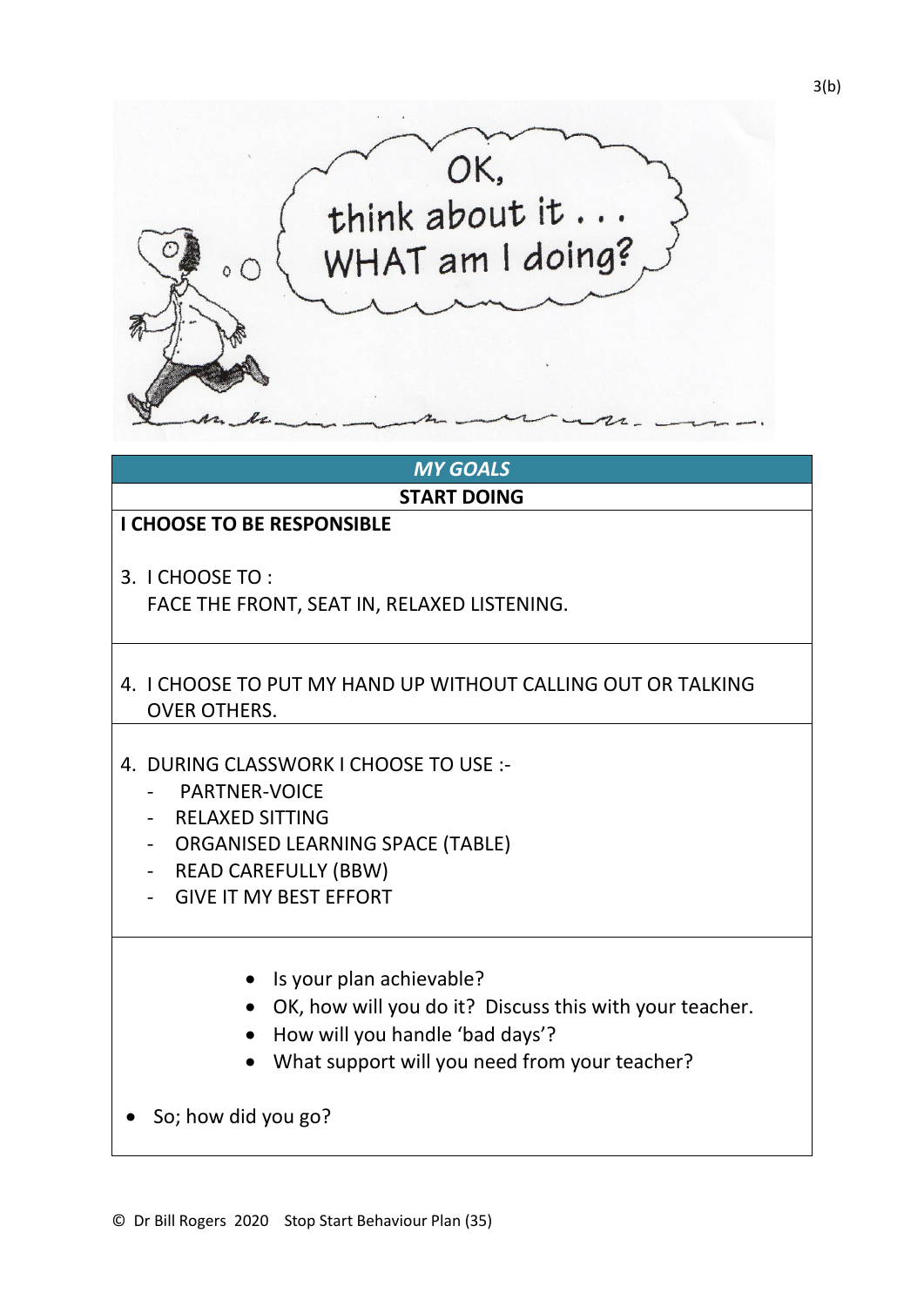OK,
think about it . . .
WHAT am I doing?

## *MY GOALS*

**START DOING**

**I CHOOSE TO BE RESPONSIBLE**

3. I CHOOSE TO :
   FACE THE FRONT, SEAT IN, RELAXED LISTENING.

4. I CHOOSE TO PUT MY HAND UP WITHOUT CALLING OUT OR TALKING OVER OTHERS.

4. DURING CLASSWORK I CHOOSE TO USE :-
   - PARTNER-VOICE
   - RELAXED SITTING
   - ORGANISED LEARNING SPACE (TABLE)
   - READ CAREFULLY (BBW)
   - GIVE IT MY BEST EFFORT

- Is your plan achievable?
- OK, how will you do it? Discuss this with your teacher.
- How will you handle 'bad days'?
- What support will you need from your teacher?

- So; how did you go?

© Dr Bill Rogers 2020 Stop Start Behaviour Plan (35)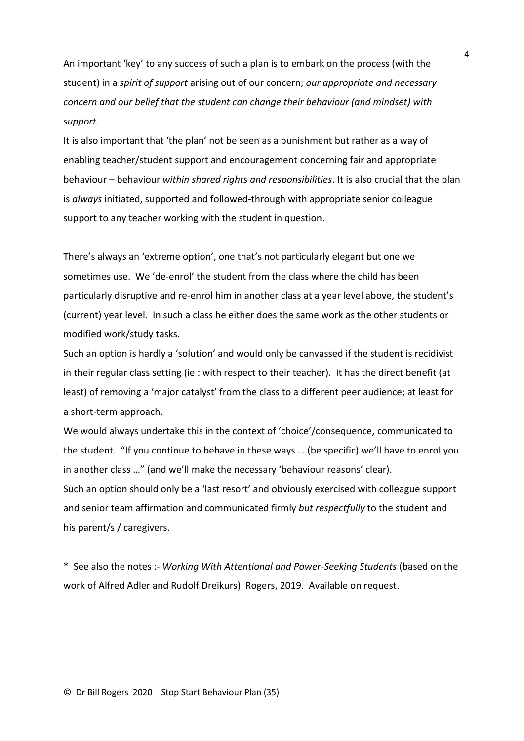An important 'key' to any success of such a plan is to embark on the process (with the student) in a *spirit of support* arising out of our concern; *our appropriate and necessary concern and our belief that the student can change their behaviour (and mindset) with support.*

It is also important that 'the plan' not be seen as a punishment but rather as a way of enabling teacher/student support and encouragement concerning fair and appropriate behaviour – behaviour *within shared rights and responsibilities*. It is also crucial that the plan is *always* initiated, supported and followed-through with appropriate senior colleague support to any teacher working with the student in question.

There's always an 'extreme option', one that's not particularly elegant but one we sometimes use. We 'de-enrol' the student from the class where the child has been particularly disruptive and re-enrol him in another class at a year level above, the student's (current) year level. In such a class he either does the same work as the other students or modified work/study tasks.

Such an option is hardly a 'solution' and would only be canvassed if the student is recidivist in their regular class setting (ie : with respect to their teacher). It has the direct benefit (at least) of removing a 'major catalyst' from the class to a different peer audience; at least for a short-term approach.

We would always undertake this in the context of 'choice'/consequence, communicated to the student. "If you continue to behave in these ways … (be specific) we'll have to enrol you in another class …" (and we'll make the necessary 'behaviour reasons' clear).

Such an option should only be a 'last resort' and obviously exercised with colleague support and senior team affirmation and communicated firmly *but respectfully* to the student and his parent/s / caregivers.

\* See also the notes :- *Working With Attentional and Power-Seeking Students* (based on the work of Alfred Adler and Rudolf Dreikurs) Rogers, 2019. Available on request.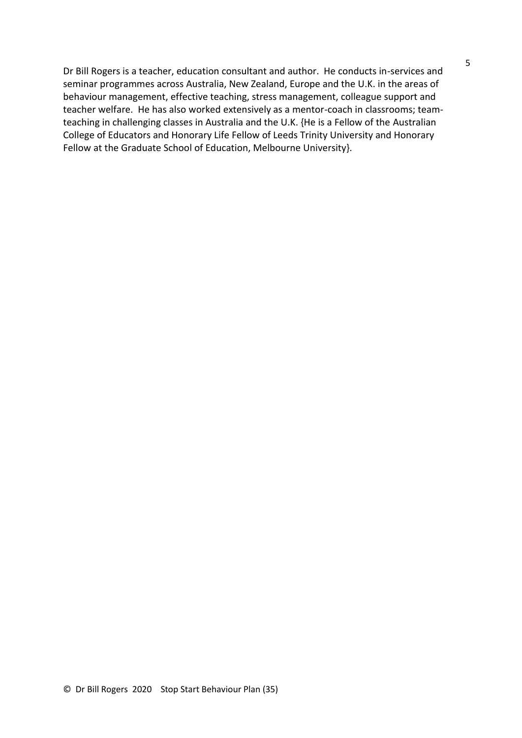Dr Bill Rogers is a teacher, education consultant and author. He conducts in-services and seminar programmes across Australia, New Zealand, Europe and the U.K. in the areas of behaviour management, effective teaching, stress management, colleague support and teacher welfare. He has also worked extensively as a mentor-coach in classrooms; team-teaching in challenging classes in Australia and the U.K. {He is a Fellow of the Australian College of Educators and Honorary Life Fellow of Leeds Trinity University and Honorary Fellow at the Graduate School of Education, Melbourne University}.